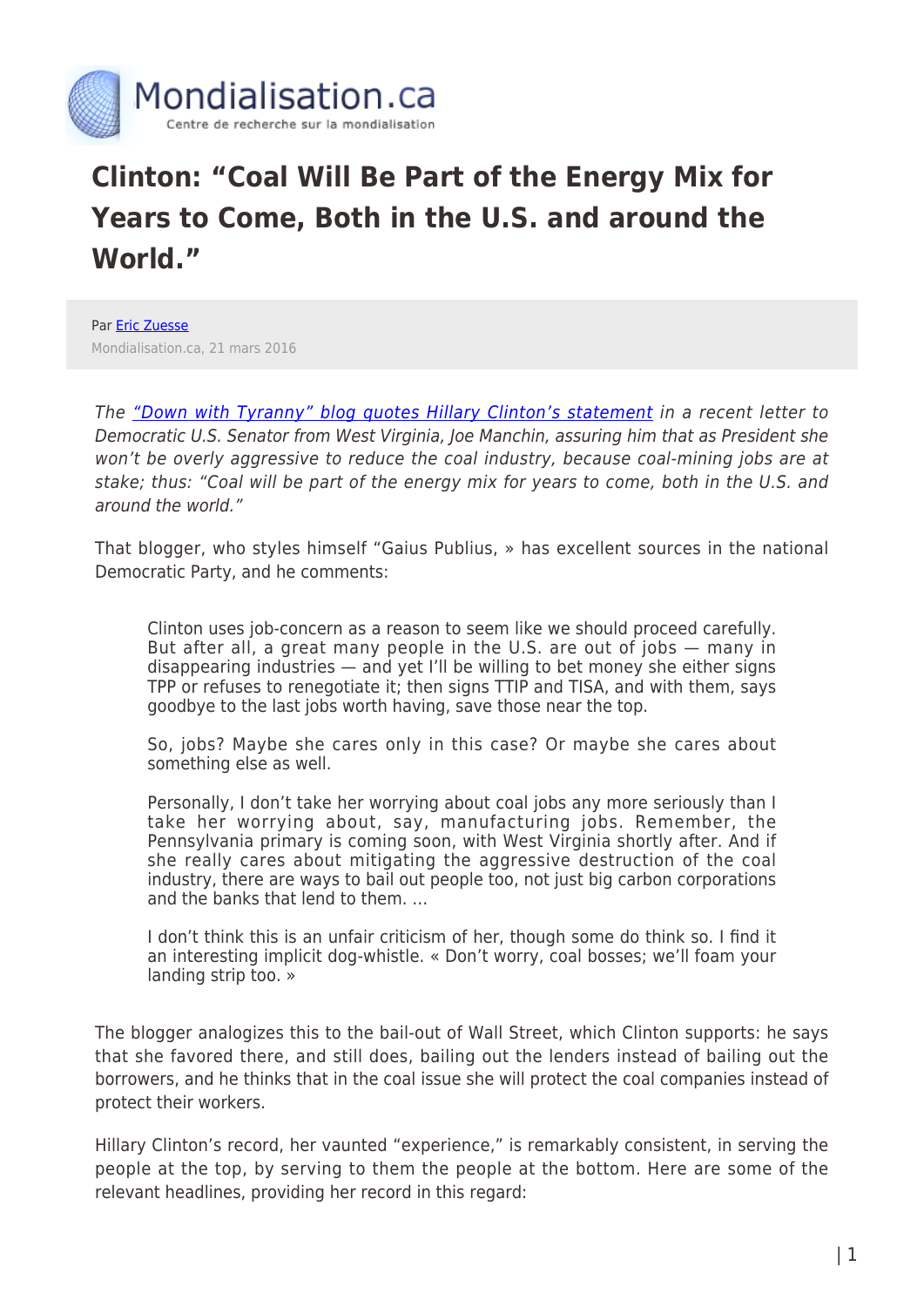Mondialisation.ca

Centre de recherche sur la mondialisation

# Clinton: "Coal Will Be Part of the Energy Mix for Years to Come, Both in the U.S. and around the World."

Par Eric Zuesse

Mondialisation.ca, 21 mars 2016

*The "Down with Tyranny" blog quotes Hillary Clinton's statement in a recent letter to Democratic U.S. Senator from West Virginia, Joe Manchin, assuring him that as President she won't be overly aggressive to reduce the coal industry, because coal-mining jobs are at stake; thus: "Coal will be part of the energy mix for years to come, both in the U.S. and around the world."*

That blogger, who styles himself "Gaius Publius, » has excellent sources in the national Democratic Party, and he comments:

> Clinton uses job-concern as a reason to seem like we should proceed carefully. But after all, a great many people in the U.S. are out of jobs — many in disappearing industries — and yet I'll be willing to bet money she either signs TPP or refuses to renegotiate it; then signs TTIP and TISA, and with them, says goodbye to the last jobs worth having, save those near the top.
>
> So, jobs? Maybe she cares only in this case? Or maybe she cares about something else as well.
>
> Personally, I don't take her worrying about coal jobs any more seriously than I take her worrying about, say, manufacturing jobs. Remember, the Pennsylvania primary is coming soon, with West Virginia shortly after. And if she really cares about mitigating the aggressive destruction of the coal industry, there are ways to bail out people too, not just big carbon corporations and the banks that lend to them. …
>
> I don't think this is an unfair criticism of her, though some do think so. I find it an interesting implicit dog-whistle. « Don't worry, coal bosses; we'll foam your landing strip too. »

The blogger analogizes this to the bail-out of Wall Street, which Clinton supports: he says that she favored there, and still does, bailing out the lenders instead of bailing out the borrowers, and he thinks that in the coal issue she will protect the coal companies instead of protect their workers.

Hillary Clinton's record, her vaunted "experience," is remarkably consistent, in serving the people at the top, by serving to them the people at the bottom. Here are some of the relevant headlines, providing her record in this regard: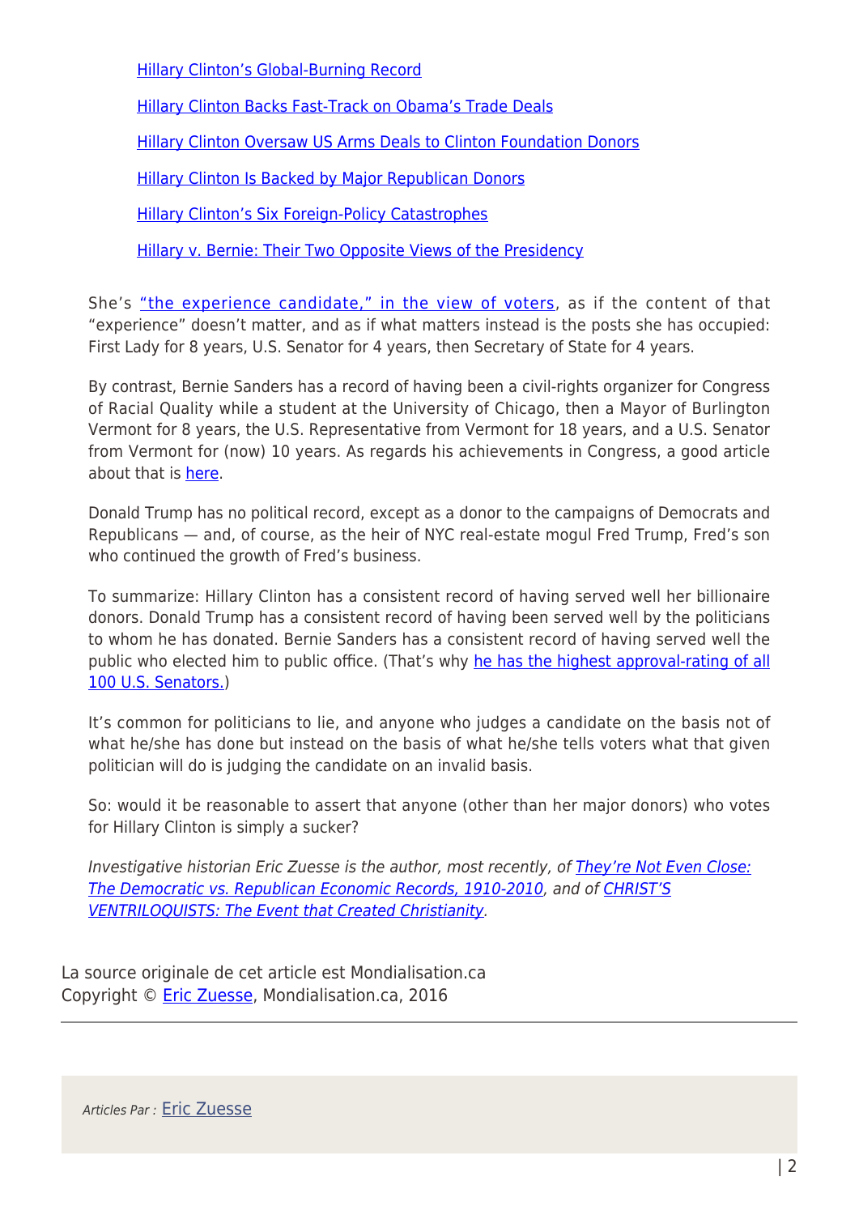[Hillary Clinton's Global-Burning Record](#)

[Hillary Clinton Backs Fast-Track on Obama's Trade Deals](#)

[Hillary Clinton Oversaw US Arms Deals to Clinton Foundation Donors](#)

[Hillary Clinton Is Backed by Major Republican Donors](#)

[Hillary Clinton's Six Foreign-Policy Catastrophes](#)

[Hillary v. Bernie: Their Two Opposite Views of the Presidency](#)

She's ["the experience candidate," in the view of voters](#), as if the content of that "experience" doesn't matter, and as if what matters instead is the posts she has occupied: First Lady for 8 years, U.S. Senator for 4 years, then Secretary of State for 4 years.

By contrast, Bernie Sanders has a record of having been a civil-rights organizer for Congress of Racial Quality while a student at the University of Chicago, then a Mayor of Burlington Vermont for 8 years, the U.S. Representative from Vermont for 18 years, and a U.S. Senator from Vermont for (now) 10 years. As regards his achievements in Congress, a good article about that is [here](#).

Donald Trump has no political record, except as a donor to the campaigns of Democrats and Republicans — and, of course, as the heir of NYC real-estate mogul Fred Trump, Fred's son who continued the growth of Fred's business.

To summarize: Hillary Clinton has a consistent record of having served well her billionaire donors. Donald Trump has a consistent record of having been served well by the politicians to whom he has donated. Bernie Sanders has a consistent record of having served well the public who elected him to public office. (That's why [he has the highest approval-rating of all 100 U.S. Senators.](#))

It's common for politicians to lie, and anyone who judges a candidate on the basis not of what he/she has done but instead on the basis of what he/she tells voters what that given politician will do is judging the candidate on an invalid basis.

So: would it be reasonable to assert that anyone (other than her major donors) who votes for Hillary Clinton is simply a sucker?

*Investigative historian Eric Zuesse is the author, most recently, of [They're Not Even Close: The Democratic vs. Republican Economic Records, 1910-2010](#), and of [CHRIST'S VENTRILOQUISTS: The Event that Created Christianity](#).*

La source originale de cet article est Mondialisation.ca
Copyright © [Eric Zuesse](#), Mondialisation.ca, 2016

*Articles Par :* [Eric Zuesse](#)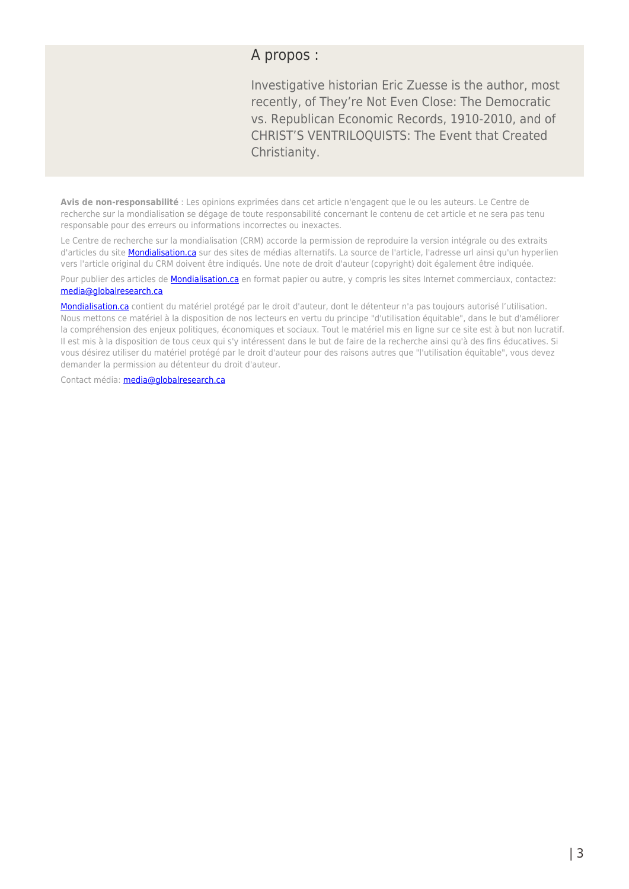## A propos :

Investigative historian Eric Zuesse is the author, most recently, of They're Not Even Close: The Democratic vs. Republican Economic Records, 1910-2010, and of CHRIST'S VENTRILOQUISTS: The Event that Created Christianity.

**Avis de non-responsabilité** : Les opinions exprimées dans cet article n'engagent que le ou les auteurs. Le Centre de recherche sur la mondialisation se dégage de toute responsabilité concernant le contenu de cet article et ne sera pas tenu responsable pour des erreurs ou informations incorrectes ou inexactes.

Le Centre de recherche sur la mondialisation (CRM) accorde la permission de reproduire la version intégrale ou des extraits d'articles du site [Mondialisation.ca](Mondialisation.ca) sur des sites de médias alternatifs. La source de l'article, l'adresse url ainsi qu'un hyperlien vers l'article original du CRM doivent être indiqués. Une note de droit d'auteur (copyright) doit également être indiquée.

Pour publier des articles de [Mondialisation.ca](Mondialisation.ca) en format papier ou autre, y compris les sites Internet commerciaux, contactez: [media@globalresearch.ca](mailto:media@globalresearch.ca)

[Mondialisation.ca](Mondialisation.ca) contient du matériel protégé par le droit d'auteur, dont le détenteur n'a pas toujours autorisé l'utilisation. Nous mettons ce matériel à la disposition de nos lecteurs en vertu du principe "d'utilisation équitable", dans le but d'améliorer la compréhension des enjeux politiques, économiques et sociaux. Tout le matériel mis en ligne sur ce site est à but non lucratif. Il est mis à la disposition de tous ceux qui s'y intéressent dans le but de faire de la recherche ainsi qu'à des fins éducatives. Si vous désirez utiliser du matériel protégé par le droit d'auteur pour des raisons autres que "l'utilisation équitable", vous devez demander la permission au détenteur du droit d'auteur.

Contact média: [media@globalresearch.ca](mailto:media@globalresearch.ca)